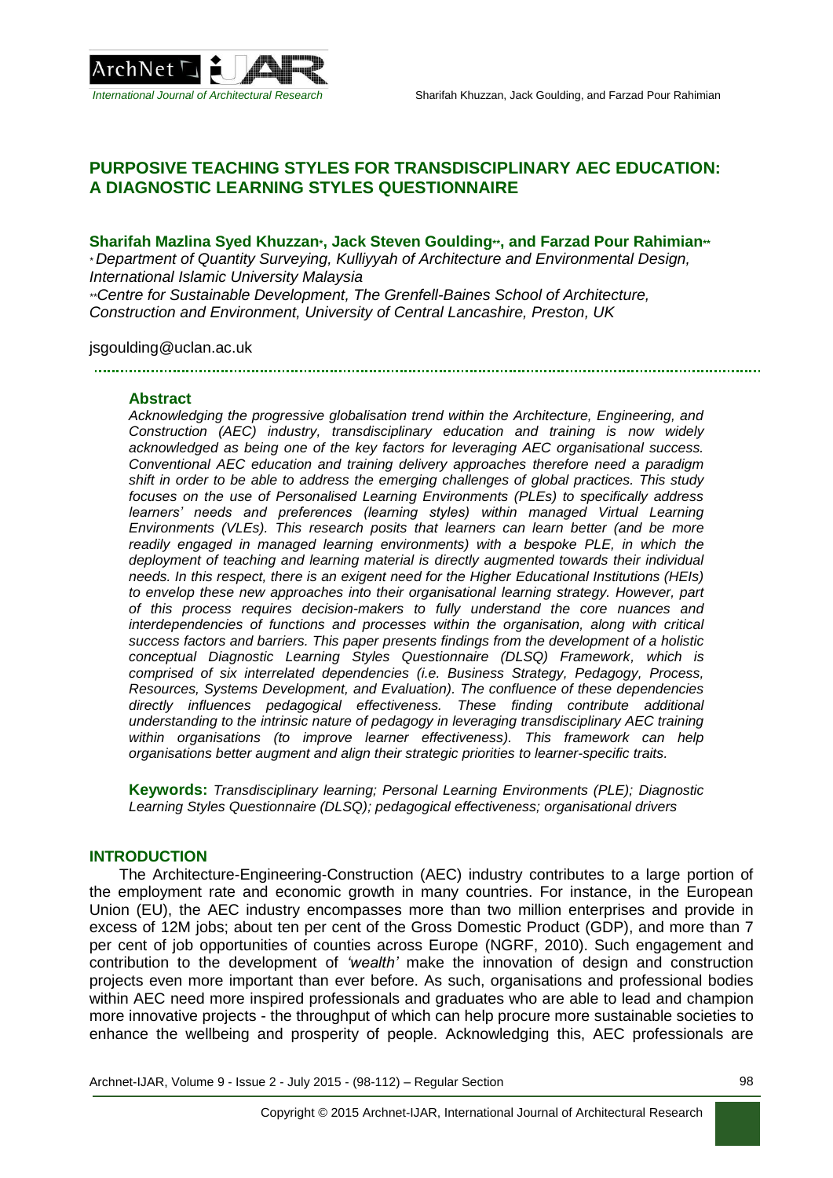# PURPOSIVE TEACHING STYLES FOR TRANSDISCIPLINARY AEC EDUCATION: A DIAGNOSTIC LEARNING STYLES QUESTIONNAIRE

**Sharifah Mazlina Syed Khuzzan*, Jack Steven Goulding**, and Farzad Pour Rahimian****

*\* Department of Quantity Surveying, Kulliyyah of Architecture and Environmental Design, International Islamic University Malaysia*

*\*\*Centre for Sustainable Development, The Grenfell-Baines School of Architecture, Construction and Environment, University of Central Lancashire, Preston, UK*

jsgoulding@uclan.ac.uk

## Abstract

*Acknowledging the progressive globalisation trend within the Architecture, Engineering, and Construction (AEC) industry, transdisciplinary education and training is now widely acknowledged as being one of the key factors for leveraging AEC organisational success. Conventional AEC education and training delivery approaches therefore need a paradigm shift in order to be able to address the emerging challenges of global practices. This study focuses on the use of Personalised Learning Environments (PLEs) to specifically address learners' needs and preferences (learning styles) within managed Virtual Learning Environments (VLEs). This research posits that learners can learn better (and be more readily engaged in managed learning environments) with a bespoke PLE, in which the deployment of teaching and learning material is directly augmented towards their individual needs. In this respect, there is an exigent need for the Higher Educational Institutions (HEIs) to envelop these new approaches into their organisational learning strategy. However, part of this process requires decision-makers to fully understand the core nuances and interdependencies of functions and processes within the organisation, along with critical success factors and barriers. This paper presents findings from the development of a holistic conceptual Diagnostic Learning Styles Questionnaire (DLSQ) Framework, which is comprised of six interrelated dependencies (i.e. Business Strategy, Pedagogy, Process, Resources, Systems Development, and Evaluation). The confluence of these dependencies directly influences pedagogical effectiveness. These finding contribute additional understanding to the intrinsic nature of pedagogy in leveraging transdisciplinary AEC training within organisations (to improve learner effectiveness). This framework can help organisations better augment and align their strategic priorities to learner-specific traits.*

**Keywords:** *Transdisciplinary learning; Personal Learning Environments (PLE); Diagnostic Learning Styles Questionnaire (DLSQ); pedagogical effectiveness; organisational drivers*

## INTRODUCTION

The Architecture-Engineering-Construction (AEC) industry contributes to a large portion of the employment rate and economic growth in many countries. For instance, in the European Union (EU), the AEC industry encompasses more than two million enterprises and provide in excess of 12M jobs; about ten per cent of the Gross Domestic Product (GDP), and more than 7 per cent of job opportunities of counties across Europe (NGRF, 2010). Such engagement and contribution to the development of *'wealth'* make the innovation of design and construction projects even more important than ever before. As such, organisations and professional bodies within AEC need more inspired professionals and graduates who are able to lead and champion more innovative projects - the throughput of which can help procure more sustainable societies to enhance the wellbeing and prosperity of people. Acknowledging this, AEC professionals are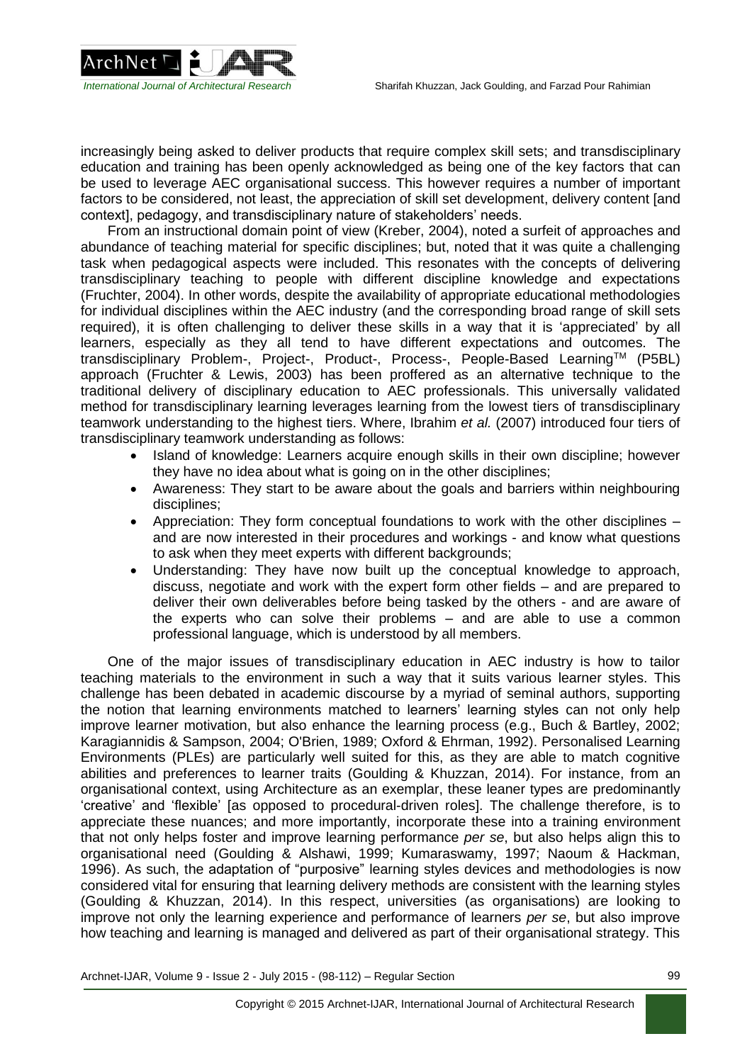increasingly being asked to deliver products that require complex skill sets; and transdisciplinary education and training has been openly acknowledged as being one of the key factors that can be used to leverage AEC organisational success. This however requires a number of important factors to be considered, not least, the appreciation of skill set development, delivery content [and context], pedagogy, and transdisciplinary nature of stakeholders' needs.

From an instructional domain point of view (Kreber, 2004), noted a surfeit of approaches and abundance of teaching material for specific disciplines; but, noted that it was quite a challenging task when pedagogical aspects were included. This resonates with the concepts of delivering transdisciplinary teaching to people with different discipline knowledge and expectations (Fruchter, 2004). In other words, despite the availability of appropriate educational methodologies for individual disciplines within the AEC industry (and the corresponding broad range of skill sets required), it is often challenging to deliver these skills in a way that it is 'appreciated' by all learners, especially as they all tend to have different expectations and outcomes. The transdisciplinary Problem-, Project-, Product-, Process-, People-Based Learning™ (P5BL) approach (Fruchter & Lewis, 2003) has been proffered as an alternative technique to the traditional delivery of disciplinary education to AEC professionals. This universally validated method for transdisciplinary learning leverages learning from the lowest tiers of transdisciplinary teamwork understanding to the highest tiers. Where, Ibrahim *et al.* (2007) introduced four tiers of transdisciplinary teamwork understanding as follows:

- Island of knowledge: Learners acquire enough skills in their own discipline; however they have no idea about what is going on in the other disciplines;
- Awareness: They start to be aware about the goals and barriers within neighbouring disciplines;
- Appreciation: They form conceptual foundations to work with the other disciplines – and are now interested in their procedures and workings - and know what questions to ask when they meet experts with different backgrounds;
- Understanding: They have now built up the conceptual knowledge to approach, discuss, negotiate and work with the expert form other fields – and are prepared to deliver their own deliverables before being tasked by the others - and are aware of the experts who can solve their problems – and are able to use a common professional language, which is understood by all members.

One of the major issues of transdisciplinary education in AEC industry is how to tailor teaching materials to the environment in such a way that it suits various learner styles. This challenge has been debated in academic discourse by a myriad of seminal authors, supporting the notion that learning environments matched to learners' learning styles can not only help improve learner motivation, but also enhance the learning process (e.g., Buch & Bartley, 2002; Karagiannidis & Sampson, 2004; O'Brien, 1989; Oxford & Ehrman, 1992). Personalised Learning Environments (PLEs) are particularly well suited for this, as they are able to match cognitive abilities and preferences to learner traits (Goulding & Khuzzan, 2014). For instance, from an organisational context, using Architecture as an exemplar, these leaner types are predominantly 'creative' and 'flexible' [as opposed to procedural-driven roles]. The challenge therefore, is to appreciate these nuances; and more importantly, incorporate these into a training environment that not only helps foster and improve learning performance *per se*, but also helps align this to organisational need (Goulding & Alshawi, 1999; Kumaraswamy, 1997; Naoum & Hackman, 1996). As such, the adaptation of "purposive" learning styles devices and methodologies is now considered vital for ensuring that learning delivery methods are consistent with the learning styles (Goulding & Khuzzan, 2014). In this respect, universities (as organisations) are looking to improve not only the learning experience and performance of learners *per se*, but also improve how teaching and learning is managed and delivered as part of their organisational strategy. This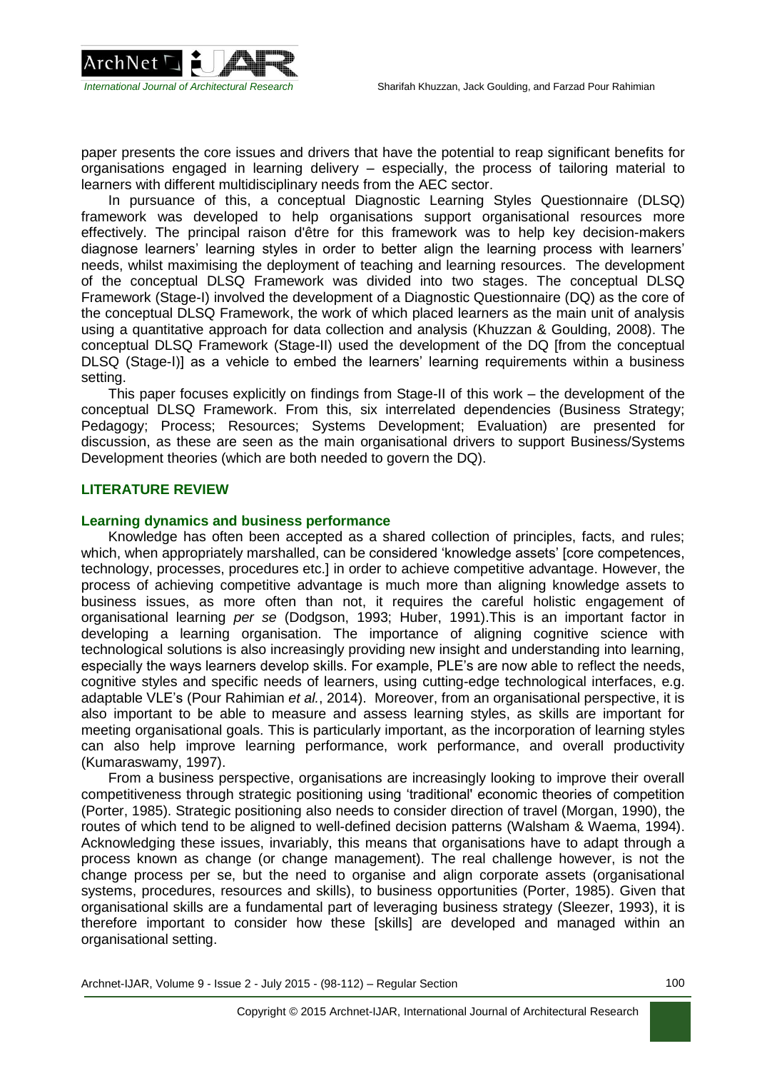paper presents the core issues and drivers that have the potential to reap significant benefits for organisations engaged in learning delivery – especially, the process of tailoring material to learners with different multidisciplinary needs from the AEC sector.

In pursuance of this, a conceptual Diagnostic Learning Styles Questionnaire (DLSQ) framework was developed to help organisations support organisational resources more effectively. The principal raison d'être for this framework was to help key decision-makers diagnose learners' learning styles in order to better align the learning process with learners' needs, whilst maximising the deployment of teaching and learning resources. The development of the conceptual DLSQ Framework was divided into two stages. The conceptual DLSQ Framework (Stage-I) involved the development of a Diagnostic Questionnaire (DQ) as the core of the conceptual DLSQ Framework, the work of which placed learners as the main unit of analysis using a quantitative approach for data collection and analysis (Khuzzan & Goulding, 2008). The conceptual DLSQ Framework (Stage-II) used the development of the DQ [from the conceptual DLSQ (Stage-I)] as a vehicle to embed the learners' learning requirements within a business setting.

This paper focuses explicitly on findings from Stage-II of this work – the development of the conceptual DLSQ Framework. From this, six interrelated dependencies (Business Strategy; Pedagogy; Process; Resources; Systems Development; Evaluation) are presented for discussion, as these are seen as the main organisational drivers to support Business/Systems Development theories (which are both needed to govern the DQ).

## LITERATURE REVIEW

### Learning dynamics and business performance

Knowledge has often been accepted as a shared collection of principles, facts, and rules; which, when appropriately marshalled, can be considered 'knowledge assets' [core competences, technology, processes, procedures etc.] in order to achieve competitive advantage. However, the process of achieving competitive advantage is much more than aligning knowledge assets to business issues, as more often than not, it requires the careful holistic engagement of organisational learning *per se* (Dodgson, 1993; Huber, 1991).This is an important factor in developing a learning organisation. The importance of aligning cognitive science with technological solutions is also increasingly providing new insight and understanding into learning, especially the ways learners develop skills. For example, PLE's are now able to reflect the needs, cognitive styles and specific needs of learners, using cutting-edge technological interfaces, e.g. adaptable VLE's (Pour Rahimian *et al.*, 2014). Moreover, from an organisational perspective, it is also important to be able to measure and assess learning styles, as skills are important for meeting organisational goals. This is particularly important, as the incorporation of learning styles can also help improve learning performance, work performance, and overall productivity (Kumaraswamy, 1997).

From a business perspective, organisations are increasingly looking to improve their overall competitiveness through strategic positioning using 'traditional' economic theories of competition (Porter, 1985). Strategic positioning also needs to consider direction of travel (Morgan, 1990), the routes of which tend to be aligned to well-defined decision patterns (Walsham & Waema, 1994). Acknowledging these issues, invariably, this means that organisations have to adapt through a process known as change (or change management). The real challenge however, is not the change process per se, but the need to organise and align corporate assets (organisational systems, procedures, resources and skills), to business opportunities (Porter, 1985). Given that organisational skills are a fundamental part of leveraging business strategy (Sleezer, 1993), it is therefore important to consider how these [skills] are developed and managed within an organisational setting.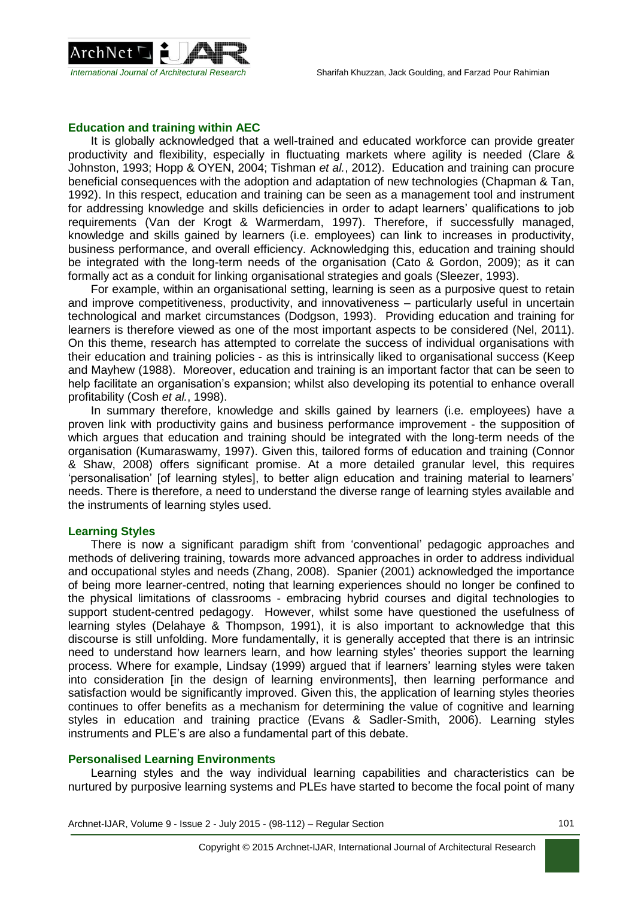### Education and training within AEC

It is globally acknowledged that a well-trained and educated workforce can provide greater productivity and flexibility, especially in fluctuating markets where agility is needed (Clare & Johnston, 1993; Hopp & OYEN, 2004; Tishman *et al.*, 2012). Education and training can procure beneficial consequences with the adoption and adaptation of new technologies (Chapman & Tan, 1992). In this respect, education and training can be seen as a management tool and instrument for addressing knowledge and skills deficiencies in order to adapt learners' qualifications to job requirements (Van der Krogt & Warmerdam, 1997). Therefore, if successfully managed, knowledge and skills gained by learners (i.e. employees) can link to increases in productivity, business performance, and overall efficiency. Acknowledging this, education and training should be integrated with the long-term needs of the organisation (Cato & Gordon, 2009); as it can formally act as a conduit for linking organisational strategies and goals (Sleezer, 1993).

For example, within an organisational setting, learning is seen as a purposive quest to retain and improve competitiveness, productivity, and innovativeness – particularly useful in uncertain technological and market circumstances (Dodgson, 1993). Providing education and training for learners is therefore viewed as one of the most important aspects to be considered (Nel, 2011). On this theme, research has attempted to correlate the success of individual organisations with their education and training policies - as this is intrinsically liked to organisational success (Keep and Mayhew (1988). Moreover, education and training is an important factor that can be seen to help facilitate an organisation's expansion; whilst also developing its potential to enhance overall profitability (Cosh *et al.*, 1998).

In summary therefore, knowledge and skills gained by learners (i.e. employees) have a proven link with productivity gains and business performance improvement - the supposition of which argues that education and training should be integrated with the long-term needs of the organisation (Kumaraswamy, 1997). Given this, tailored forms of education and training (Connor & Shaw, 2008) offers significant promise. At a more detailed granular level, this requires 'personalisation' [of learning styles], to better align education and training material to learners' needs. There is therefore, a need to understand the diverse range of learning styles available and the instruments of learning styles used.

### Learning Styles

There is now a significant paradigm shift from 'conventional' pedagogic approaches and methods of delivering training, towards more advanced approaches in order to address individual and occupational styles and needs (Zhang, 2008). Spanier (2001) acknowledged the importance of being more learner-centred, noting that learning experiences should no longer be confined to the physical limitations of classrooms - embracing hybrid courses and digital technologies to support student-centred pedagogy. However, whilst some have questioned the usefulness of learning styles (Delahaye & Thompson, 1991), it is also important to acknowledge that this discourse is still unfolding. More fundamentally, it is generally accepted that there is an intrinsic need to understand how learners learn, and how learning styles' theories support the learning process. Where for example, Lindsay (1999) argued that if learners' learning styles were taken into consideration [in the design of learning environments], then learning performance and satisfaction would be significantly improved. Given this, the application of learning styles theories continues to offer benefits as a mechanism for determining the value of cognitive and learning styles in education and training practice (Evans & Sadler-Smith, 2006). Learning styles instruments and PLE's are also a fundamental part of this debate.

### Personalised Learning Environments

Learning styles and the way individual learning capabilities and characteristics can be nurtured by purposive learning systems and PLEs have started to become the focal point of many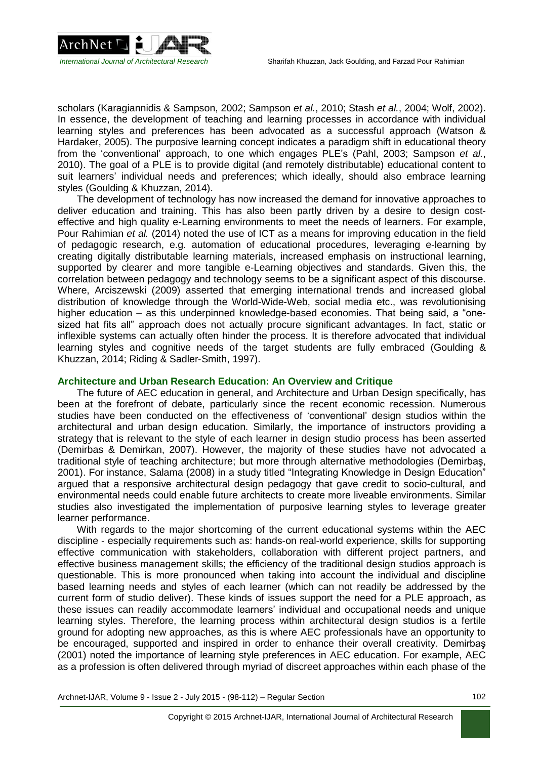scholars (Karagiannidis & Sampson, 2002; Sampson *et al.*, 2010; Stash *et al.*, 2004; Wolf, 2002). In essence, the development of teaching and learning processes in accordance with individual learning styles and preferences has been advocated as a successful approach (Watson & Hardaker, 2005). The purposive learning concept indicates a paradigm shift in educational theory from the 'conventional' approach, to one which engages PLE's (Pahl, 2003; Sampson *et al.*, 2010). The goal of a PLE is to provide digital (and remotely distributable) educational content to suit learners' individual needs and preferences; which ideally, should also embrace learning styles (Goulding & Khuzzan, 2014).

The development of technology has now increased the demand for innovative approaches to deliver education and training. This has also been partly driven by a desire to design cost-effective and high quality e-Learning environments to meet the needs of learners. For example, Pour Rahimian *et al.* (2014) noted the use of ICT as a means for improving education in the field of pedagogic research, e.g. automation of educational procedures, leveraging e-learning by creating digitally distributable learning materials, increased emphasis on instructional learning, supported by clearer and more tangible e-Learning objectives and standards. Given this, the correlation between pedagogy and technology seems to be a significant aspect of this discourse. Where, Arciszewski (2009) asserted that emerging international trends and increased global distribution of knowledge through the World-Wide-Web, social media etc., was revolutionising higher education – as this underpinned knowledge-based economies. That being said, a "one-sized hat fits all" approach does not actually procure significant advantages. In fact, static or inflexible systems can actually often hinder the process. It is therefore advocated that individual learning styles and cognitive needs of the target students are fully embraced (Goulding & Khuzzan, 2014; Riding & Sadler-Smith, 1997).

## Architecture and Urban Research Education: An Overview and Critique

The future of AEC education in general, and Architecture and Urban Design specifically, has been at the forefront of debate, particularly since the recent economic recession. Numerous studies have been conducted on the effectiveness of 'conventional' design studios within the architectural and urban design education. Similarly, the importance of instructors providing a strategy that is relevant to the style of each learner in design studio process has been asserted (Demirbas & Demirkan, 2007). However, the majority of these studies have not advocated a traditional style of teaching architecture; but more through alternative methodologies (Demirbaş, 2001). For instance, Salama (2008) in a study titled "Integrating Knowledge in Design Education" argued that a responsive architectural design pedagogy that gave credit to socio-cultural, and environmental needs could enable future architects to create more liveable environments. Similar studies also investigated the implementation of purposive learning styles to leverage greater learner performance.

With regards to the major shortcoming of the current educational systems within the AEC discipline - especially requirements such as: hands-on real-world experience, skills for supporting effective communication with stakeholders, collaboration with different project partners, and effective business management skills; the efficiency of the traditional design studios approach is questionable. This is more pronounced when taking into account the individual and discipline based learning needs and styles of each learner (which can not readily be addressed by the current form of studio deliver). These kinds of issues support the need for a PLE approach, as these issues can readily accommodate learners' individual and occupational needs and unique learning styles. Therefore, the learning process within architectural design studios is a fertile ground for adopting new approaches, as this is where AEC professionals have an opportunity to be encouraged, supported and inspired in order to enhance their overall creativity. Demirbaş (2001) noted the importance of learning style preferences in AEC education. For example, AEC as a profession is often delivered through myriad of discreet approaches within each phase of the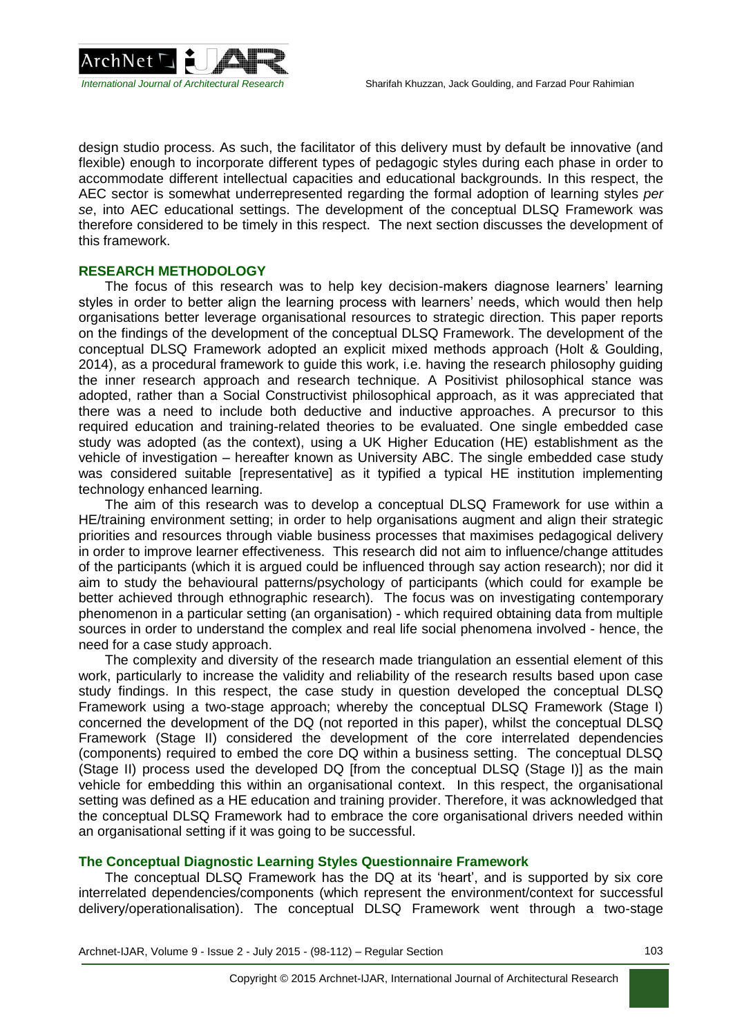design studio process. As such, the facilitator of this delivery must by default be innovative (and flexible) enough to incorporate different types of pedagogic styles during each phase in order to accommodate different intellectual capacities and educational backgrounds. In this respect, the AEC sector is somewhat underrepresented regarding the formal adoption of learning styles *per se*, into AEC educational settings. The development of the conceptual DLSQ Framework was therefore considered to be timely in this respect. The next section discusses the development of this framework.

## RESEARCH METHODOLOGY

The focus of this research was to help key decision-makers diagnose learners' learning styles in order to better align the learning process with learners' needs, which would then help organisations better leverage organisational resources to strategic direction. This paper reports on the findings of the development of the conceptual DLSQ Framework. The development of the conceptual DLSQ Framework adopted an explicit mixed methods approach (Holt & Goulding, 2014), as a procedural framework to guide this work, i.e. having the research philosophy guiding the inner research approach and research technique. A Positivist philosophical stance was adopted, rather than a Social Constructivist philosophical approach, as it was appreciated that there was a need to include both deductive and inductive approaches. A precursor to this required education and training-related theories to be evaluated. One single embedded case study was adopted (as the context), using a UK Higher Education (HE) establishment as the vehicle of investigation – hereafter known as University ABC. The single embedded case study was considered suitable [representative] as it typified a typical HE institution implementing technology enhanced learning.

The aim of this research was to develop a conceptual DLSQ Framework for use within a HE/training environment setting; in order to help organisations augment and align their strategic priorities and resources through viable business processes that maximises pedagogical delivery in order to improve learner effectiveness. This research did not aim to influence/change attitudes of the participants (which it is argued could be influenced through say action research); nor did it aim to study the behavioural patterns/psychology of participants (which could for example be better achieved through ethnographic research). The focus was on investigating contemporary phenomenon in a particular setting (an organisation) - which required obtaining data from multiple sources in order to understand the complex and real life social phenomena involved - hence, the need for a case study approach.

The complexity and diversity of the research made triangulation an essential element of this work, particularly to increase the validity and reliability of the research results based upon case study findings. In this respect, the case study in question developed the conceptual DLSQ Framework using a two-stage approach; whereby the conceptual DLSQ Framework (Stage I) concerned the development of the DQ (not reported in this paper), whilst the conceptual DLSQ Framework (Stage II) considered the development of the core interrelated dependencies (components) required to embed the core DQ within a business setting. The conceptual DLSQ (Stage II) process used the developed DQ [from the conceptual DLSQ (Stage I)] as the main vehicle for embedding this within an organisational context. In this respect, the organisational setting was defined as a HE education and training provider. Therefore, it was acknowledged that the conceptual DLSQ Framework had to embrace the core organisational drivers needed within an organisational setting if it was going to be successful.

### The Conceptual Diagnostic Learning Styles Questionnaire Framework

The conceptual DLSQ Framework has the DQ at its 'heart', and is supported by six core interrelated dependencies/components (which represent the environment/context for successful delivery/operationalisation). The conceptual DLSQ Framework went through a two-stage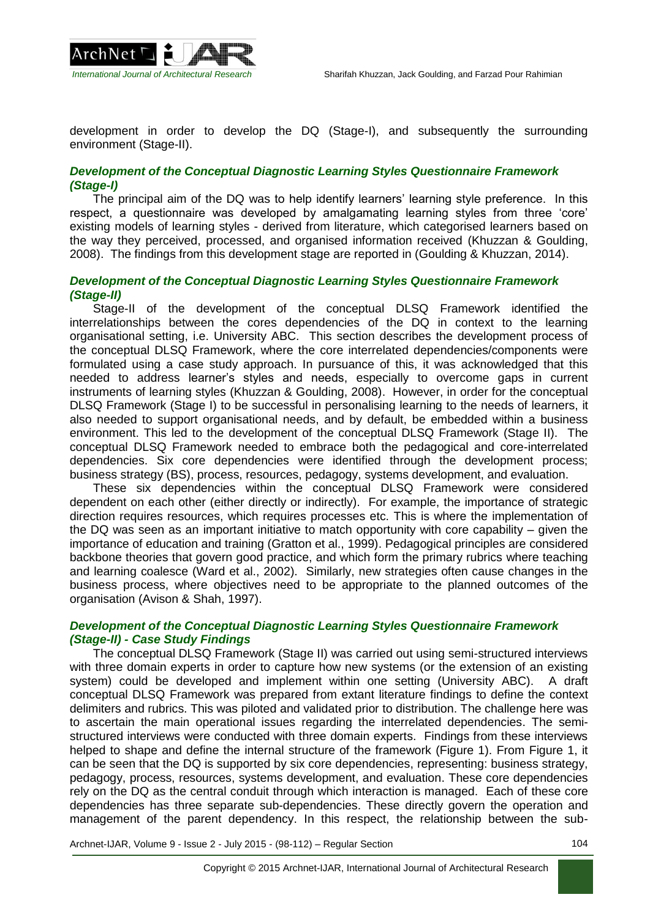development in order to develop the DQ (Stage-I), and subsequently the surrounding environment (Stage-II).

### *Development of the Conceptual Diagnostic Learning Styles Questionnaire Framework (Stage-I)*

The principal aim of the DQ was to help identify learners' learning style preference. In this respect, a questionnaire was developed by amalgamating learning styles from three 'core' existing models of learning styles - derived from literature, which categorised learners based on the way they perceived, processed, and organised information received (Khuzzan & Goulding, 2008). The findings from this development stage are reported in (Goulding & Khuzzan, 2014).

### *Development of the Conceptual Diagnostic Learning Styles Questionnaire Framework (Stage-II)*

Stage-II of the development of the conceptual DLSQ Framework identified the interrelationships between the cores dependencies of the DQ in context to the learning organisational setting, i.e. University ABC. This section describes the development process of the conceptual DLSQ Framework, where the core interrelated dependencies/components were formulated using a case study approach. In pursuance of this, it was acknowledged that this needed to address learner's styles and needs, especially to overcome gaps in current instruments of learning styles (Khuzzan & Goulding, 2008). However, in order for the conceptual DLSQ Framework (Stage I) to be successful in personalising learning to the needs of learners, it also needed to support organisational needs, and by default, be embedded within a business environment. This led to the development of the conceptual DLSQ Framework (Stage II). The conceptual DLSQ Framework needed to embrace both the pedagogical and core-interrelated dependencies. Six core dependencies were identified through the development process; business strategy (BS), process, resources, pedagogy, systems development, and evaluation.

These six dependencies within the conceptual DLSQ Framework were considered dependent on each other (either directly or indirectly). For example, the importance of strategic direction requires resources, which requires processes etc. This is where the implementation of the DQ was seen as an important initiative to match opportunity with core capability – given the importance of education and training (Gratton et al., 1999). Pedagogical principles are considered backbone theories that govern good practice, and which form the primary rubrics where teaching and learning coalesce (Ward et al., 2002). Similarly, new strategies often cause changes in the business process, where objectives need to be appropriate to the planned outcomes of the organisation (Avison & Shah, 1997).

### *Development of the Conceptual Diagnostic Learning Styles Questionnaire Framework (Stage-II) - Case Study Findings*

The conceptual DLSQ Framework (Stage II) was carried out using semi-structured interviews with three domain experts in order to capture how new systems (or the extension of an existing system) could be developed and implement within one setting (University ABC). A draft conceptual DLSQ Framework was prepared from extant literature findings to define the context delimiters and rubrics. This was piloted and validated prior to distribution. The challenge here was to ascertain the main operational issues regarding the interrelated dependencies. The semi-structured interviews were conducted with three domain experts. Findings from these interviews helped to shape and define the internal structure of the framework (Figure 1). From Figure 1, it can be seen that the DQ is supported by six core dependencies, representing: business strategy, pedagogy, process, resources, systems development, and evaluation. These core dependencies rely on the DQ as the central conduit through which interaction is managed. Each of these core dependencies has three separate sub-dependencies. These directly govern the operation and management of the parent dependency. In this respect, the relationship between the sub-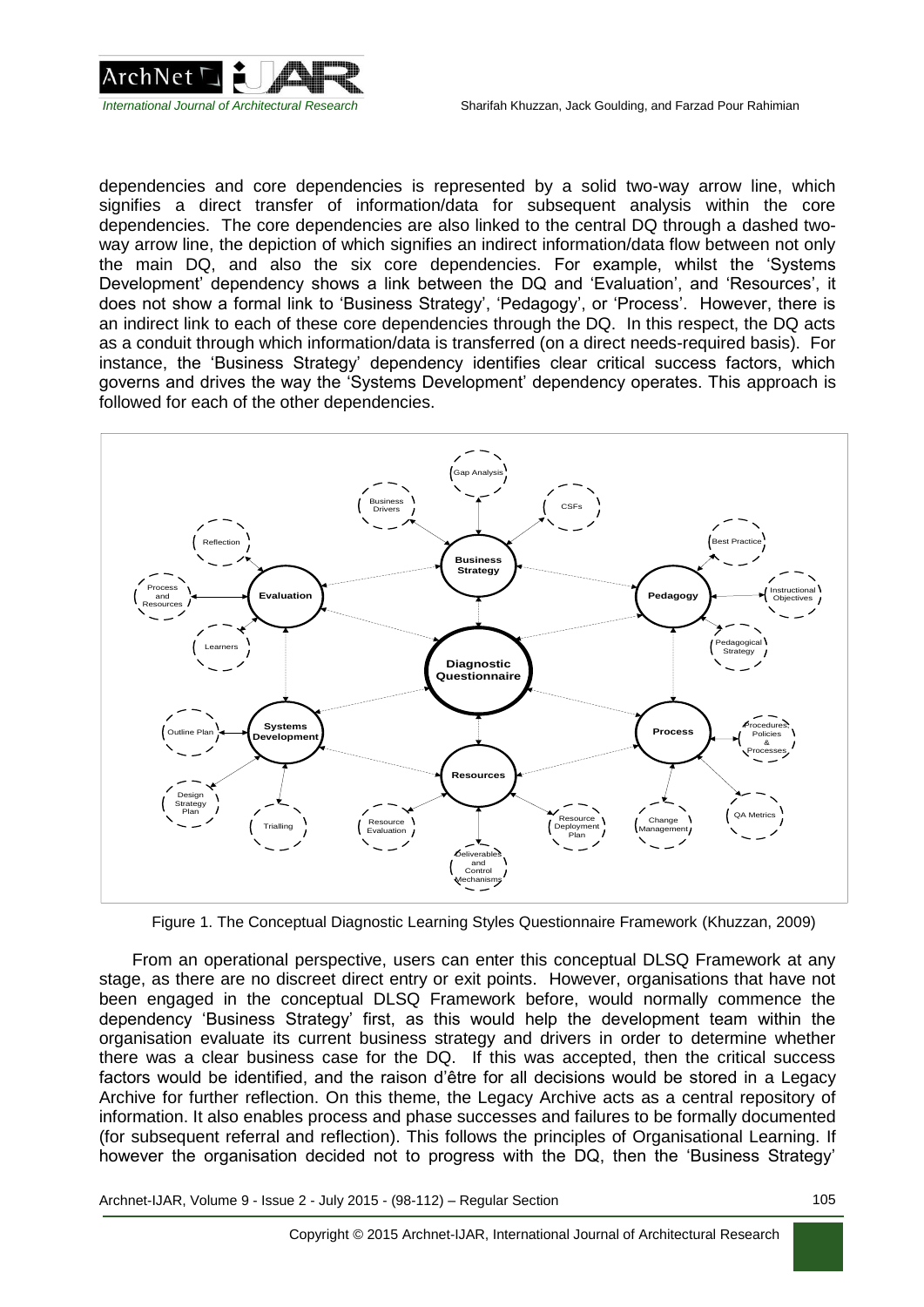dependencies and core dependencies is represented by a solid two-way arrow line, which signifies a direct transfer of information/data for subsequent analysis within the core dependencies. The core dependencies are also linked to the central DQ through a dashed two-way arrow line, the depiction of which signifies an indirect information/data flow between not only the main DQ, and also the six core dependencies. For example, whilst the 'Systems Development' dependency shows a link between the DQ and 'Evaluation', and 'Resources', it does not show a formal link to 'Business Strategy', 'Pedagogy', or 'Process'. However, there is an indirect link to each of these core dependencies through the DQ. In this respect, the DQ acts as a conduit through which information/data is transferred (on a direct needs-required basis). For instance, the 'Business Strategy' dependency identifies clear critical success factors, which governs and drives the way the 'Systems Development' dependency operates. This approach is followed for each of the other dependencies.

Figure 1. The Conceptual Diagnostic Learning Styles Questionnaire Framework (Khuzzan, 2009)

From an operational perspective, users can enter this conceptual DLSQ Framework at any stage, as there are no discreet direct entry or exit points. However, organisations that have not been engaged in the conceptual DLSQ Framework before, would normally commence the dependency 'Business Strategy' first, as this would help the development team within the organisation evaluate its current business strategy and drivers in order to determine whether there was a clear business case for the DQ. If this was accepted, then the critical success factors would be identified, and the raison d'être for all decisions would be stored in a Legacy Archive for further reflection. On this theme, the Legacy Archive acts as a central repository of information. It also enables process and phase successes and failures to be formally documented (for subsequent referral and reflection). This follows the principles of Organisational Learning. If however the organisation decided not to progress with the DQ, then the 'Business Strategy'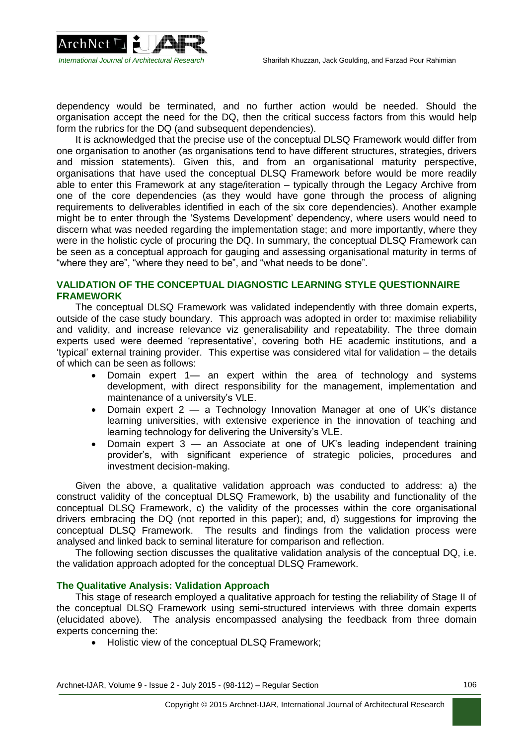dependency would be terminated, and no further action would be needed. Should the organisation accept the need for the DQ, then the critical success factors from this would help form the rubrics for the DQ (and subsequent dependencies).

It is acknowledged that the precise use of the conceptual DLSQ Framework would differ from one organisation to another (as organisations tend to have different structures, strategies, drivers and mission statements). Given this, and from an organisational maturity perspective, organisations that have used the conceptual DLSQ Framework before would be more readily able to enter this Framework at any stage/iteration – typically through the Legacy Archive from one of the core dependencies (as they would have gone through the process of aligning requirements to deliverables identified in each of the six core dependencies). Another example might be to enter through the 'Systems Development' dependency, where users would need to discern what was needed regarding the implementation stage; and more importantly, where they were in the holistic cycle of procuring the DQ. In summary, the conceptual DLSQ Framework can be seen as a conceptual approach for gauging and assessing organisational maturity in terms of "where they are", "where they need to be", and "what needs to be done".

## VALIDATION OF THE CONCEPTUAL DIAGNOSTIC LEARNING STYLE QUESTIONNAIRE FRAMEWORK

The conceptual DLSQ Framework was validated independently with three domain experts, outside of the case study boundary. This approach was adopted in order to: maximise reliability and validity, and increase relevance viz generalisability and repeatability. The three domain experts used were deemed 'representative', covering both HE academic institutions, and a 'typical' external training provider. This expertise was considered vital for validation – the details of which can be seen as follows:

- Domain expert 1— an expert within the area of technology and systems development, with direct responsibility for the management, implementation and maintenance of a university's VLE.
- Domain expert 2 — a Technology Innovation Manager at one of UK's distance learning universities, with extensive experience in the innovation of teaching and learning technology for delivering the University's VLE.
- Domain expert 3 — an Associate at one of UK's leading independent training provider's, with significant experience of strategic policies, procedures and investment decision-making.

Given the above, a qualitative validation approach was conducted to address: a) the construct validity of the conceptual DLSQ Framework, b) the usability and functionality of the conceptual DLSQ Framework, c) the validity of the processes within the core organisational drivers embracing the DQ (not reported in this paper); and, d) suggestions for improving the conceptual DLSQ Framework. The results and findings from the validation process were analysed and linked back to seminal literature for comparison and reflection.

The following section discusses the qualitative validation analysis of the conceptual DQ, i.e. the validation approach adopted for the conceptual DLSQ Framework.

### The Qualitative Analysis: Validation Approach

This stage of research employed a qualitative approach for testing the reliability of Stage II of the conceptual DLSQ Framework using semi-structured interviews with three domain experts (elucidated above). The analysis encompassed analysing the feedback from three domain experts concerning the:

- Holistic view of the conceptual DLSQ Framework;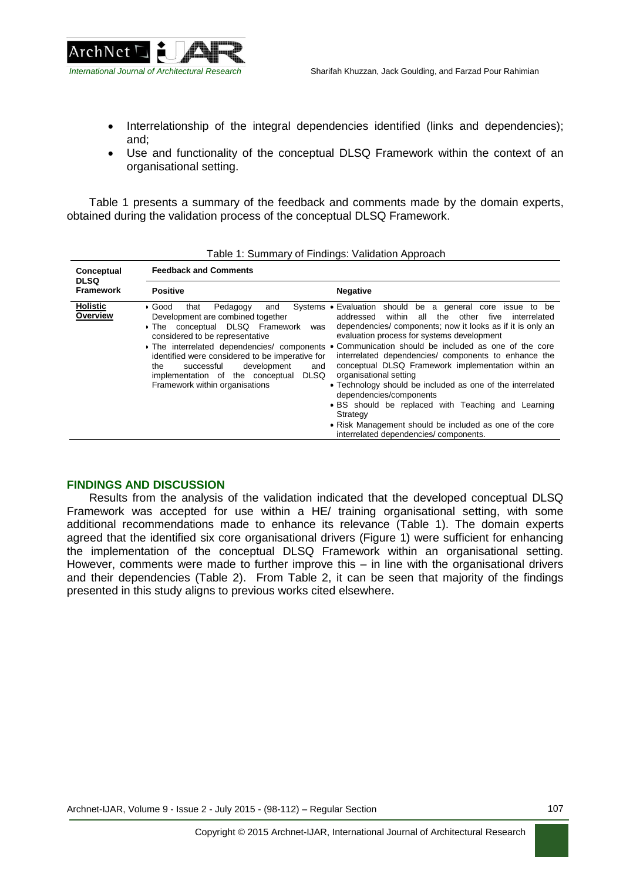- Interrelationship of the integral dependencies identified (links and dependencies); and;
- Use and functionality of the conceptual DLSQ Framework within the context of an organisational setting.

Table 1 presents a summary of the feedback and comments made by the domain experts, obtained during the validation process of the conceptual DLSQ Framework.

Table 1: Summary of Findings: Validation Approach

| Conceptual DLSQ Framework | Feedback and Comments | |
|---|---|---|
| | **Positive** | **Negative** |
| **Holistic Overview** | ▸ Good that Pedagogy and Systems Development are combined together<br>▸ The conceptual DLSQ Framework was considered to be representative<br>▸ The interrelated dependencies/ components identified were considered to be imperative for the successful development and implementation of the conceptual DLSQ Framework within organisations | • Evaluation should be a general core issue to be addressed within all the other five interrelated dependencies/ components; now it looks as if it is only an evaluation process for systems development<br>• Communication should be included as one of the core interrelated dependencies/ components to enhance the conceptual DLSQ Framework implementation within an organisational setting<br>• Technology should be included as one of the interrelated dependencies/components<br>• BS should be replaced with Teaching and Learning Strategy<br>• Risk Management should be included as one of the core interrelated dependencies/ components. |

## FINDINGS AND DISCUSSION

Results from the analysis of the validation indicated that the developed conceptual DLSQ Framework was accepted for use within a HE/ training organisational setting, with some additional recommendations made to enhance its relevance (Table 1). The domain experts agreed that the identified six core organisational drivers (Figure 1) were sufficient for enhancing the implementation of the conceptual DLSQ Framework within an organisational setting. However, comments were made to further improve this – in line with the organisational drivers and their dependencies (Table 2). From Table 2, it can be seen that majority of the findings presented in this study aligns to previous works cited elsewhere.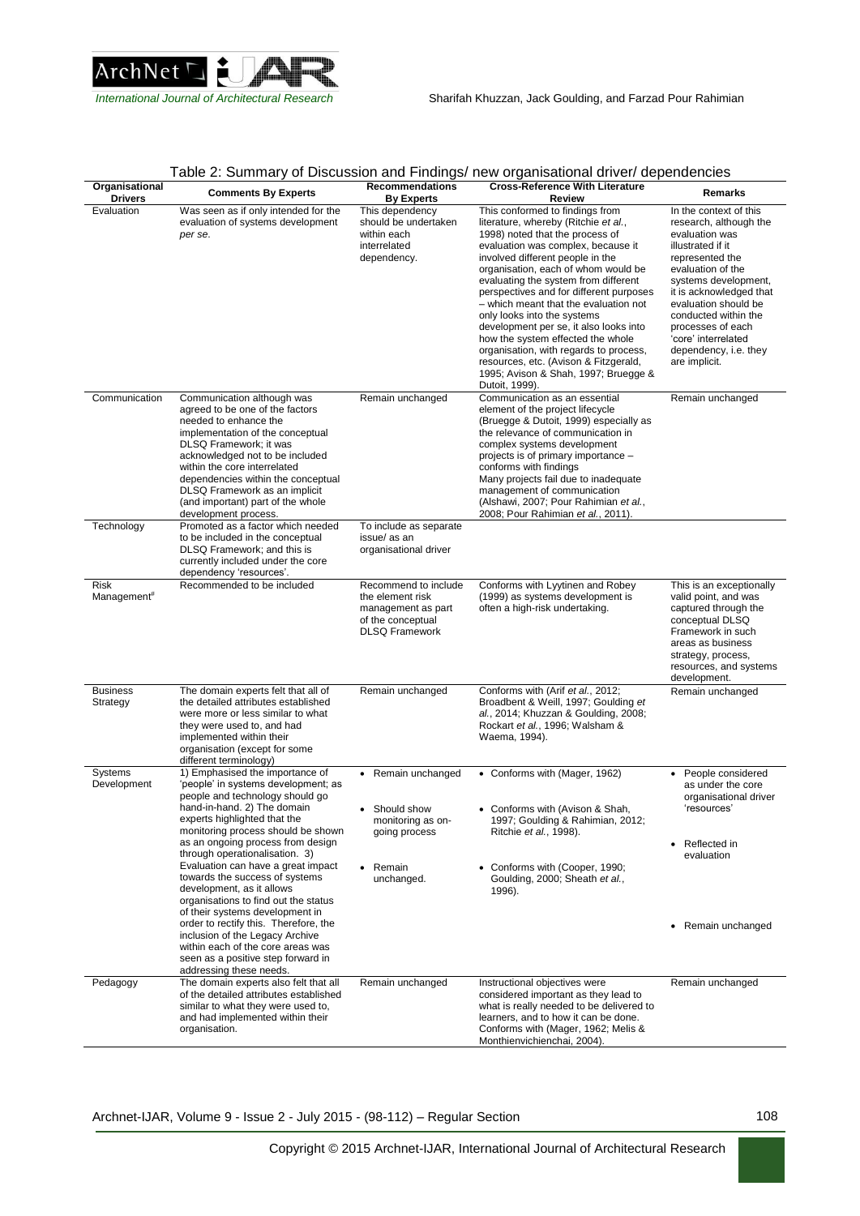Table 2: Summary of Discussion and Findings/ new organisational driver/ dependencies

| Organisational Drivers | Comments By Experts | Recommendations By Experts | Cross-Reference With Literature Review | Remarks |
|---|---|---|---|---|
| Evaluation | Was seen as if only intended for the evaluation of systems development *per se*. | This dependency should be undertaken within each interrelated dependency. | This conformed to findings from literature, whereby (Ritchie *et al.*, 1998) noted that the process of evaluation was complex, because it involved different people in the organisation, each of whom would be evaluating the system from different perspectives and for different purposes – which meant that the evaluation not only looks into the systems development per se, it also looks into how the system effected the whole organisation, with regards to process, resources, etc. (Avison & Fitzgerald, 1995; Avison & Shah, 1997; Bruegge & Dutoit, 1999). | In the context of this research, although the evaluation was illustrated if it represented the evaluation of the systems development, it is acknowledged that evaluation should be conducted within the processes of each 'core' interrelated dependency, i.e. they are implicit. |
| Communication | Communication although was agreed to be one of the factors needed to enhance the implementation of the conceptual DLSQ Framework; it was acknowledged not to be included within the core interrelated dependencies within the conceptual DLSQ Framework as an implicit (and important) part of the whole development process. | Remain unchanged | Communication as an essential element of the project lifecycle (Bruegge & Dutoit, 1999) especially as the relevance of communication in complex systems development projects is of primary importance – conforms with findings. Many projects fail due to inadequate management of communication (Alshawi, 2007; Pour Rahimian *et al.*, 2008; Pour Rahimian *et al.*, 2011). | Remain unchanged |
| Technology | Promoted as a factor which needed to be included in the conceptual DLSQ Framework; and this is currently included under the core dependency 'resources'. | To include as separate issue/ as an organisational driver | | |
| Risk Management[#] | Recommended to be included | Recommend to include the element risk management as part of the conceptual DLSQ Framework | Conforms with Lyytinen and Robey (1999) as systems development is often a high-risk undertaking. | This is an exceptionally valid point, and was captured through the conceptual DLSQ Framework in such areas as business strategy, process, resources, and systems development. |
| Business Strategy | The domain experts felt that all of the detailed attributes established were more or less similar to what they were used to, and had implemented within their organisation (except for some different terminology) | Remain unchanged | Conforms with (Arif *et al.*, 2012; Broadbent & Weill, 1997; Goulding *et al.*, 2014; Khuzzan & Goulding, 2008; Rockart *et al.*, 1996; Walsham & Waema, 1994). | Remain unchanged |
| Systems Development | 1) Emphasised the importance of 'people' in systems development; as people and technology should go hand-in-hand. 2) The domain experts highlighted that the monitoring process should be shown as an ongoing process from design through operationalisation. 3) Evaluation can have a great impact towards the success of systems development, as it allows organisations to find out the status of their systems development in order to rectify this. Therefore, the inclusion of the Legacy Archive within each of the core areas was seen as a positive step forward in addressing these needs. | • Remain unchanged<br>• Should show monitoring as on-going process<br>• Remain unchanged. | • Conforms with (Mager, 1962)<br>• Conforms with (Avison & Shah, 1997; Goulding & Rahimian, 2012; Ritchie *et al.*, 1998).<br>• Conforms with (Cooper, 1990; Goulding, 2000; Sheath *et al.*, 1996). | • People considered as under the core organisational driver 'resources'<br>• Reflected in evaluation<br>• Remain unchanged |
| Pedagogy | The domain experts also felt that all of the detailed attributes established similar to what they were used to, and had implemented within their organisation. | Remain unchanged | Instructional objectives were considered important as they lead to what is really needed to be delivered to learners, and to how it can be done. Conforms with (Mager, 1962; Melis & Monthienvichienchai, 2004). | Remain unchanged |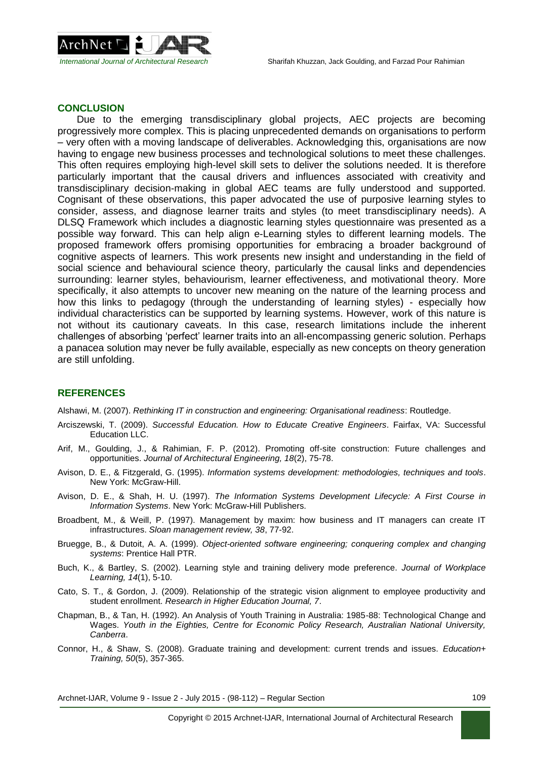## CONCLUSION

Due to the emerging transdisciplinary global projects, AEC projects are becoming progressively more complex. This is placing unprecedented demands on organisations to perform – very often with a moving landscape of deliverables. Acknowledging this, organisations are now having to engage new business processes and technological solutions to meet these challenges. This often requires employing high-level skill sets to deliver the solutions needed. It is therefore particularly important that the causal drivers and influences associated with creativity and transdisciplinary decision-making in global AEC teams are fully understood and supported. Cognisant of these observations, this paper advocated the use of purposive learning styles to consider, assess, and diagnose learner traits and styles (to meet transdisciplinary needs). A DLSQ Framework which includes a diagnostic learning styles questionnaire was presented as a possible way forward. This can help align e-Learning styles to different learning models. The proposed framework offers promising opportunities for embracing a broader background of cognitive aspects of learners. This work presents new insight and understanding in the field of social science and behavioural science theory, particularly the causal links and dependencies surrounding: learner styles, behaviourism, learner effectiveness, and motivational theory. More specifically, it also attempts to uncover new meaning on the nature of the learning process and how this links to pedagogy (through the understanding of learning styles) - especially how individual characteristics can be supported by learning systems. However, work of this nature is not without its cautionary caveats. In this case, research limitations include the inherent challenges of absorbing 'perfect' learner traits into an all-encompassing generic solution. Perhaps a panacea solution may never be fully available, especially as new concepts on theory generation are still unfolding.

## REFERENCES

Alshawi, M. (2007). *Rethinking IT in construction and engineering: Organisational readiness*: Routledge.

Arciszewski, T. (2009). *Successful Education. How to Educate Creative Engineers*. Fairfax, VA: Successful Education LLC.

Arif, M., Goulding, J., & Rahimian, F. P. (2012). Promoting off-site construction: Future challenges and opportunities. *Journal of Architectural Engineering, 18*(2), 75-78.

Avison, D. E., & Fitzgerald, G. (1995). *Information systems development: methodologies, techniques and tools*. New York: McGraw-Hill.

Avison, D. E., & Shah, H. U. (1997). *The Information Systems Development Lifecycle: A First Course in Information Systems*. New York: McGraw-Hill Publishers.

Broadbent, M., & Weill, P. (1997). Management by maxim: how business and IT managers can create IT infrastructures. *Sloan management review, 38*, 77-92.

Bruegge, B., & Dutoit, A. A. (1999). *Object-oriented software engineering; conquering complex and changing systems*: Prentice Hall PTR.

Buch, K., & Bartley, S. (2002). Learning style and training delivery mode preference. *Journal of Workplace Learning, 14*(1), 5-10.

Cato, S. T., & Gordon, J. (2009). Relationship of the strategic vision alignment to employee productivity and student enrollment. *Research in Higher Education Journal, 7*.

Chapman, B., & Tan, H. (1992). An Analysis of Youth Training in Australia: 1985-88: Technological Change and Wages. *Youth in the Eighties, Centre for Economic Policy Research, Australian National University, Canberra*.

Connor, H., & Shaw, S. (2008). Graduate training and development: current trends and issues. *Education+ Training, 50*(5), 357-365.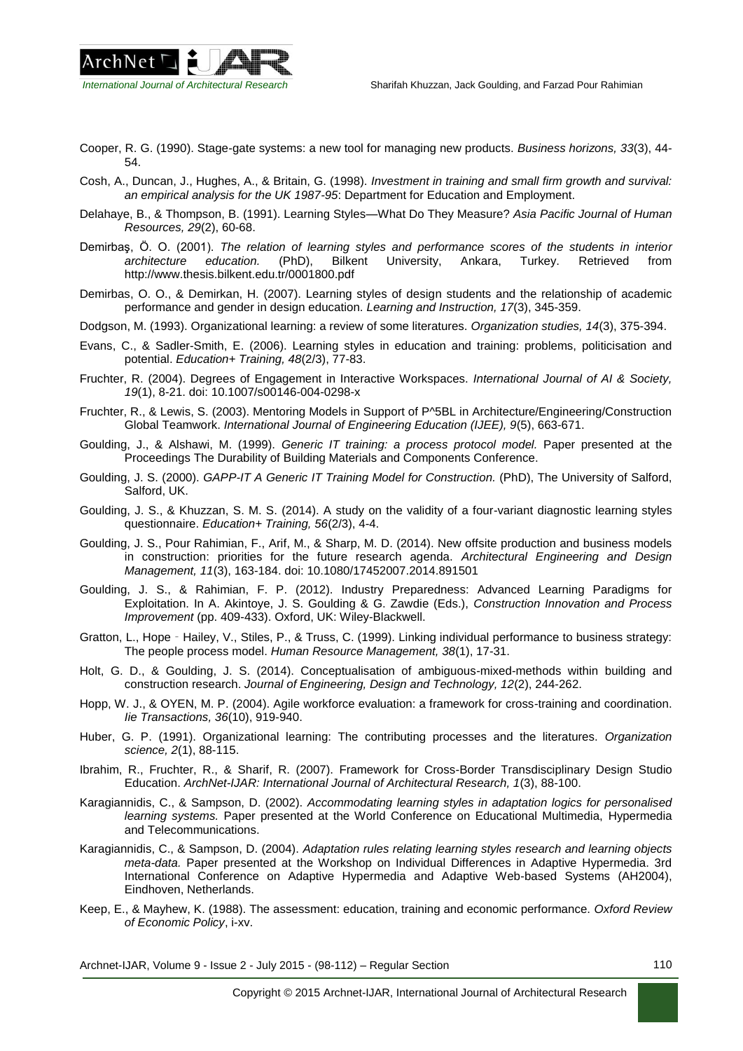Cooper, R. G. (1990). Stage-gate systems: a new tool for managing new products. *Business horizons, 33*(3), 44-54.

Cosh, A., Duncan, J., Hughes, A., & Britain, G. (1998). *Investment in training and small firm growth and survival: an empirical analysis for the UK 1987-95*: Department for Education and Employment.

Delahaye, B., & Thompson, B. (1991). Learning Styles—What Do They Measure? *Asia Pacific Journal of Human Resources, 29*(2), 60-68.

Demirbaş, Ö. O. (2001). *The relation of learning styles and performance scores of the students in interior architecture education.* (PhD), Bilkent University, Ankara, Turkey. Retrieved from http://www.thesis.bilkent.edu.tr/0001800.pdf

Demirbas, O. O., & Demirkan, H. (2007). Learning styles of design students and the relationship of academic performance and gender in design education. *Learning and Instruction, 17*(3), 345-359.

Dodgson, M. (1993). Organizational learning: a review of some literatures. *Organization studies, 14*(3), 375-394.

Evans, C., & Sadler-Smith, E. (2006). Learning styles in education and training: problems, politicisation and potential. *Education+ Training, 48*(2/3), 77-83.

Fruchter, R. (2004). Degrees of Engagement in Interactive Workspaces. *International Journal of AI & Society, 19*(1), 8-21. doi: 10.1007/s00146-004-0298-x

Fruchter, R., & Lewis, S. (2003). Mentoring Models in Support of P^5BL in Architecture/Engineering/Construction Global Teamwork. *International Journal of Engineering Education (IJEE), 9*(5), 663-671.

Goulding, J., & Alshawi, M. (1999). *Generic IT training: a process protocol model.* Paper presented at the Proceedings The Durability of Building Materials and Components Conference.

Goulding, J. S. (2000). *GAPP-IT A Generic IT Training Model for Construction.* (PhD), The University of Salford, Salford, UK.

Goulding, J. S., & Khuzzan, S. M. S. (2014). A study on the validity of a four-variant diagnostic learning styles questionnaire. *Education+ Training, 56*(2/3), 4-4.

Goulding, J. S., Pour Rahimian, F., Arif, M., & Sharp, M. D. (2014). New offsite production and business models in construction: priorities for the future research agenda. *Architectural Engineering and Design Management, 11*(3), 163-184. doi: 10.1080/17452007.2014.891501

Goulding, J. S., & Rahimian, F. P. (2012). Industry Preparedness: Advanced Learning Paradigms for Exploitation. In A. Akintoye, J. S. Goulding & G. Zawdie (Eds.), *Construction Innovation and Process Improvement* (pp. 409-433). Oxford, UK: Wiley-Blackwell.

Gratton, L., Hope‐Hailey, V., Stiles, P., & Truss, C. (1999). Linking individual performance to business strategy: The people process model. *Human Resource Management, 38*(1), 17-31.

Holt, G. D., & Goulding, J. S. (2014). Conceptualisation of ambiguous-mixed-methods within building and construction research. *Journal of Engineering, Design and Technology, 12*(2), 244-262.

Hopp, W. J., & OYEN, M. P. (2004). Agile workforce evaluation: a framework for cross-training and coordination. *Iie Transactions, 36*(10), 919-940.

Huber, G. P. (1991). Organizational learning: The contributing processes and the literatures. *Organization science, 2*(1), 88-115.

Ibrahim, R., Fruchter, R., & Sharif, R. (2007). Framework for Cross-Border Transdisciplinary Design Studio Education. *ArchNet-IJAR: International Journal of Architectural Research, 1*(3), 88-100.

Karagiannidis, C., & Sampson, D. (2002). *Accommodating learning styles in adaptation logics for personalised learning systems.* Paper presented at the World Conference on Educational Multimedia, Hypermedia and Telecommunications.

Karagiannidis, C., & Sampson, D. (2004). *Adaptation rules relating learning styles research and learning objects meta-data.* Paper presented at the Workshop on Individual Differences in Adaptive Hypermedia. 3rd International Conference on Adaptive Hypermedia and Adaptive Web-based Systems (AH2004), Eindhoven, Netherlands.

Keep, E., & Mayhew, K. (1988). The assessment: education, training and economic performance. *Oxford Review of Economic Policy*, i-xv.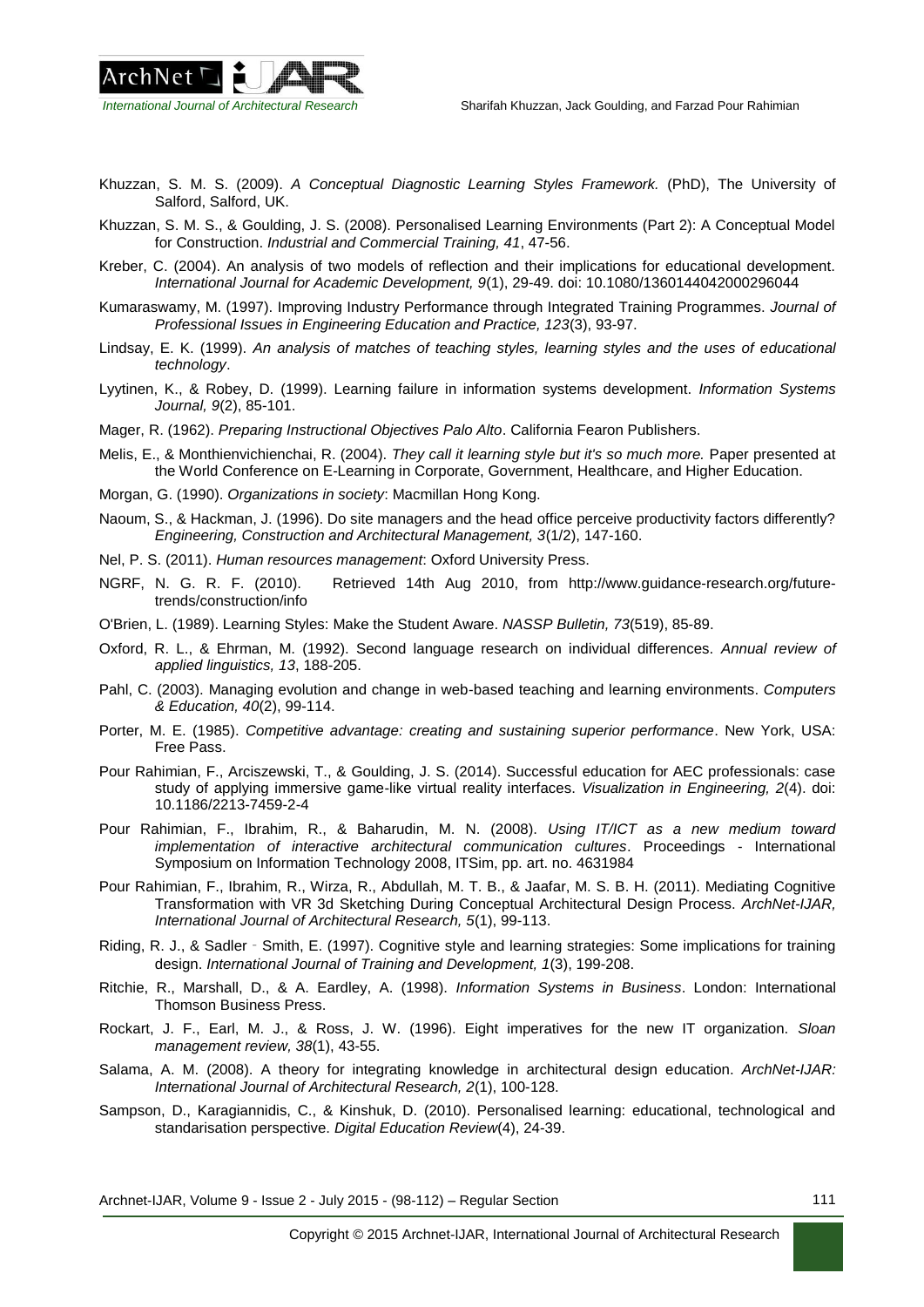Khuzzan, S. M. S. (2009). *A Conceptual Diagnostic Learning Styles Framework.* (PhD), The University of Salford, Salford, UK.

Khuzzan, S. M. S., & Goulding, J. S. (2008). Personalised Learning Environments (Part 2): A Conceptual Model for Construction. *Industrial and Commercial Training, 41*, 47-56.

Kreber, C. (2004). An analysis of two models of reflection and their implications for educational development. *International Journal for Academic Development, 9*(1), 29-49. doi: 10.1080/1360144042000296044

Kumaraswamy, M. (1997). Improving Industry Performance through Integrated Training Programmes. *Journal of Professional Issues in Engineering Education and Practice, 123*(3), 93-97.

Lindsay, E. K. (1999). *An analysis of matches of teaching styles, learning styles and the uses of educational technology*.

Lyytinen, K., & Robey, D. (1999). Learning failure in information systems development. *Information Systems Journal, 9*(2), 85-101.

Mager, R. (1962). *Preparing Instructional Objectives Palo Alto*. California Fearon Publishers.

Melis, E., & Monthienvichienchai, R. (2004). *They call it learning style but it's so much more.* Paper presented at the World Conference on E-Learning in Corporate, Government, Healthcare, and Higher Education.

Morgan, G. (1990). *Organizations in society*: Macmillan Hong Kong.

Naoum, S., & Hackman, J. (1996). Do site managers and the head office perceive productivity factors differently? *Engineering, Construction and Architectural Management, 3*(1/2), 147-160.

Nel, P. S. (2011). *Human resources management*: Oxford University Press.

NGRF, N. G. R. F. (2010). Retrieved 14th Aug 2010, from http://www.guidance-research.org/future-trends/construction/info

O'Brien, L. (1989). Learning Styles: Make the Student Aware. *NASSP Bulletin, 73*(519), 85-89.

Oxford, R. L., & Ehrman, M. (1992). Second language research on individual differences. *Annual review of applied linguistics, 13*, 188-205.

Pahl, C. (2003). Managing evolution and change in web-based teaching and learning environments. *Computers & Education, 40*(2), 99-114.

Porter, M. E. (1985). *Competitive advantage: creating and sustaining superior performance*. New York, USA: Free Pass.

Pour Rahimian, F., Arciszewski, T., & Goulding, J. S. (2014). Successful education for AEC professionals: case study of applying immersive game-like virtual reality interfaces. *Visualization in Engineering, 2*(4). doi: 10.1186/2213-7459-2-4

Pour Rahimian, F., Ibrahim, R., & Baharudin, M. N. (2008). *Using IT/ICT as a new medium toward implementation of interactive architectural communication cultures*. Proceedings - International Symposium on Information Technology 2008, ITSim, pp. art. no. 4631984

Pour Rahimian, F., Ibrahim, R., Wirza, R., Abdullah, M. T. B., & Jaafar, M. S. B. H. (2011). Mediating Cognitive Transformation with VR 3d Sketching During Conceptual Architectural Design Process. *ArchNet-IJAR, International Journal of Architectural Research, 5*(1), 99-113.

Riding, R. J., & Sadler‐Smith, E. (1997). Cognitive style and learning strategies: Some implications for training design. *International Journal of Training and Development, 1*(3), 199-208.

Ritchie, R., Marshall, D., & A. Eardley, A. (1998). *Information Systems in Business*. London: International Thomson Business Press.

Rockart, J. F., Earl, M. J., & Ross, J. W. (1996). Eight imperatives for the new IT organization. *Sloan management review, 38*(1), 43-55.

Salama, A. M. (2008). A theory for integrating knowledge in architectural design education. *ArchNet-IJAR: International Journal of Architectural Research, 2*(1), 100-128.

Sampson, D., Karagiannidis, C., & Kinshuk, D. (2010). Personalised learning: educational, technological and standarisation perspective. *Digital Education Review*(4), 24-39.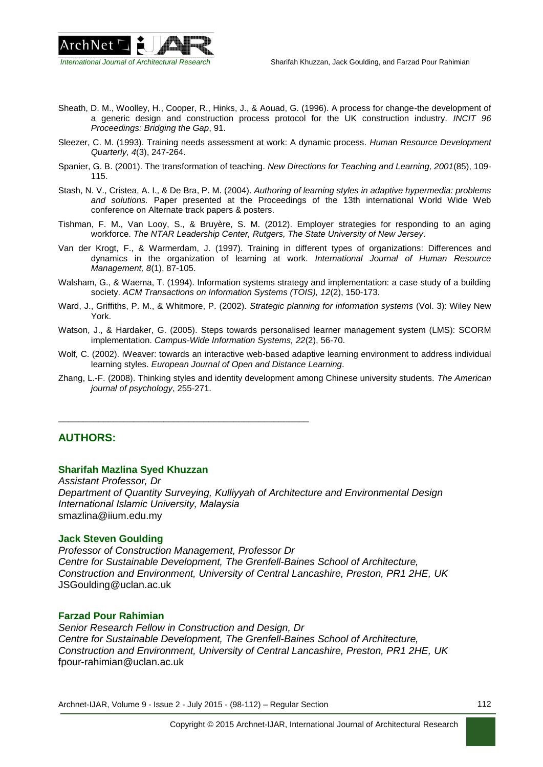Sheath, D. M., Woolley, H., Cooper, R., Hinks, J., & Aouad, G. (1996). A process for change-the development of a generic design and construction process protocol for the UK construction industry. *INCIT 96 Proceedings: Bridging the Gap*, 91.

Sleezer, C. M. (1993). Training needs assessment at work: A dynamic process. *Human Resource Development Quarterly, 4*(3), 247-264.

Spanier, G. B. (2001). The transformation of teaching. *New Directions for Teaching and Learning, 2001*(85), 109-115.

Stash, N. V., Cristea, A. I., & De Bra, P. M. (2004). *Authoring of learning styles in adaptive hypermedia: problems and solutions.* Paper presented at the Proceedings of the 13th international World Wide Web conference on Alternate track papers & posters.

Tishman, F. M., Van Looy, S., & Bruyère, S. M. (2012). Employer strategies for responding to an aging workforce. *The NTAR Leadership Center, Rutgers, The State University of New Jersey*.

Van der Krogt, F., & Warmerdam, J. (1997). Training in different types of organizations: Differences and dynamics in the organization of learning at work. *International Journal of Human Resource Management, 8*(1), 87-105.

Walsham, G., & Waema, T. (1994). Information systems strategy and implementation: a case study of a building society. *ACM Transactions on Information Systems (TOIS), 12*(2), 150-173.

Ward, J., Griffiths, P. M., & Whitmore, P. (2002). *Strategic planning for information systems* (Vol. 3): Wiley New York.

Watson, J., & Hardaker, G. (2005). Steps towards personalised learner management system (LMS): SCORM implementation. *Campus-Wide Information Systems, 22*(2), 56-70.

Wolf, C. (2002). iWeaver: towards an interactive web-based adaptive learning environment to address individual learning styles. *European Journal of Open and Distance Learning*.

Zhang, L.-F. (2008). Thinking styles and identity development among Chinese university students. *The American journal of psychology*, 255-271.

---

## AUTHORS:

**Sharifah Mazlina Syed Khuzzan**
*Assistant Professor, Dr*
*Department of Quantity Surveying, Kulliyyah of Architecture and Environmental Design*
*International Islamic University, Malaysia*
smazlina@iium.edu.my

**Jack Steven Goulding**
*Professor of Construction Management, Professor Dr*
*Centre for Sustainable Development, The Grenfell-Baines School of Architecture, Construction and Environment, University of Central Lancashire, Preston, PR1 2HE, UK*
JSGoulding@uclan.ac.uk

**Farzad Pour Rahimian**
*Senior Research Fellow in Construction and Design, Dr*
*Centre for Sustainable Development, The Grenfell-Baines School of Architecture, Construction and Environment, University of Central Lancashire, Preston, PR1 2HE, UK*
fpour-rahimian@uclan.ac.uk